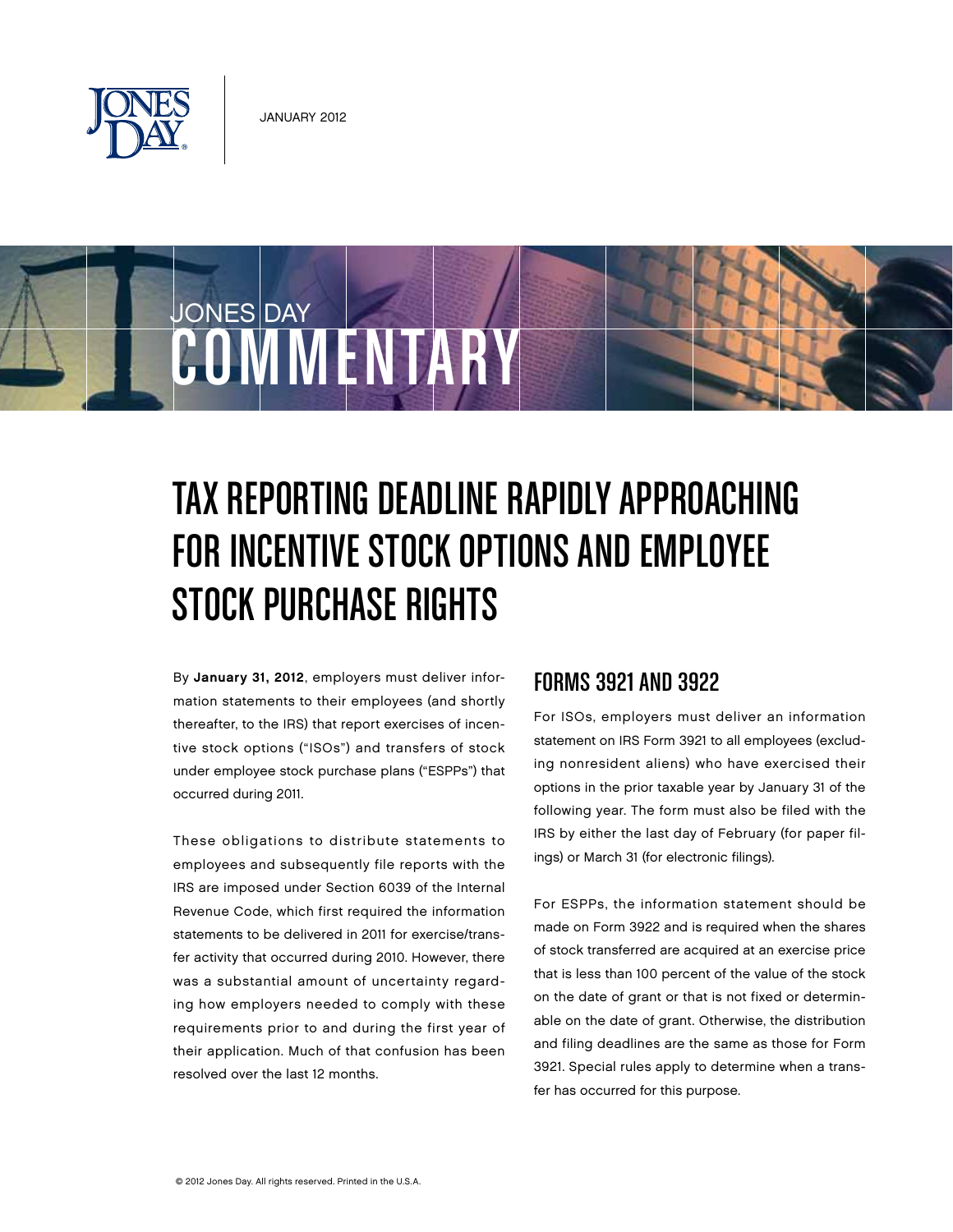JANUARY 2012

JONES DAY COMMENTARY

# TAX REPORTING DEADLINE RAPIDLY APPROACHING FOR INCENTIVE STOCK OPTIONS AND EMPLOYEE STOCK PURCHASE RIGHTS

By **January 31, 2012**, employers must deliver information statements to their employees (and shortly thereafter, to the IRS) that report exercises of incentive stock options ("ISOs") and transfers of stock under employee stock purchase plans ("ESPPs") that occurred during 2011.

These obligations to distribute statements to employees and subsequently file reports with the IRS are imposed under Section 6039 of the Internal Revenue Code, which first required the information statements to be delivered in 2011 for exercise/transfer activity that occurred during 2010. However, there was a substantial amount of uncertainty regarding how employers needed to comply with these requirements prior to and during the first year of their application. Much of that confusion has been resolved over the last 12 months.

## FORMS 3921 AND 3922

For ISOs, employers must deliver an information statement on IRS Form 3921 to all employees (excluding nonresident aliens) who have exercised their options in the prior taxable year by January 31 of the following year. The form must also be filed with the IRS by either the last day of February (for paper filings) or March 31 (for electronic filings).

For ESPPs, the information statement should be made on Form 3922 and is required when the shares of stock transferred are acquired at an exercise price that is less than 100 percent of the value of the stock on the date of grant or that is not fixed or determinable on the date of grant. Otherwise, the distribution and filing deadlines are the same as those for Form 3921. Special rules apply to determine when a transfer has occurred for this purpose.

© 2012 Jones Day. All rights reserved. Printed in the U.S.A.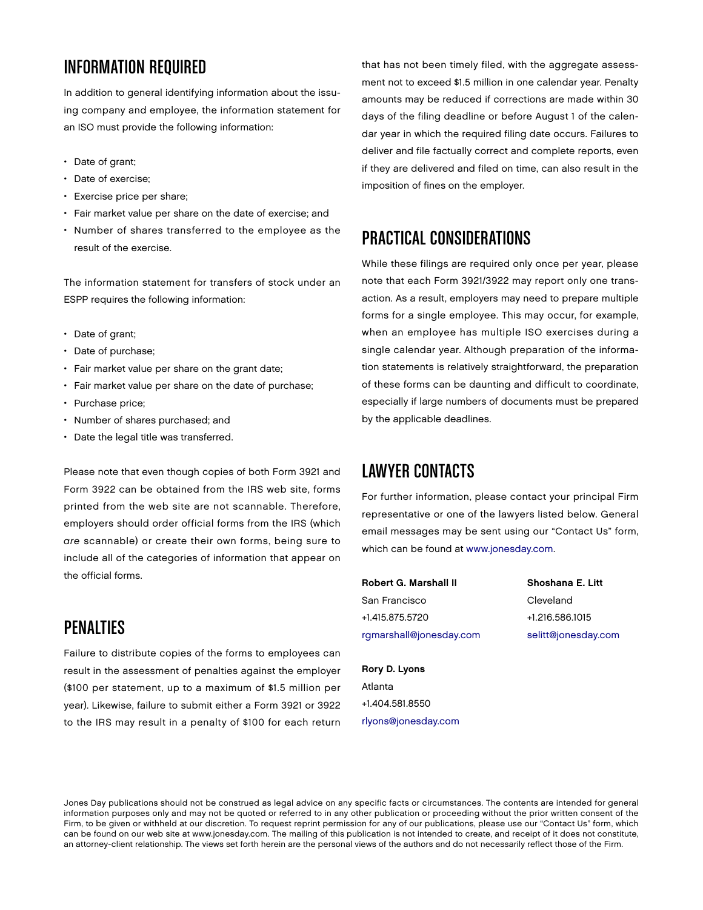## INFORMATION REQUIRED

In addition to general identifying information about the issuing company and employee, the information statement for an ISO must provide the following information:

- Date of grant;
- Date of exercise;
- Exercise price per share;
- Fair market value per share on the date of exercise; and
- Number of shares transferred to the employee as the result of the exercise.

The information statement for transfers of stock under an ESPP requires the following information:

- Date of grant;
- Date of purchase;
- Fair market value per share on the grant date;
- Fair market value per share on the date of purchase;
- Purchase price;
- Number of shares purchased; and
- Date the legal title was transferred.

Please note that even though copies of both Form 3921 and Form 3922 can be obtained from the IRS web site, forms printed from the web site are not scannable. Therefore, employers should order official forms from the IRS (which *are* scannable) or create their own forms, being sure to include all of the categories of information that appear on the official forms.

## PENALTIES

Failure to distribute copies of the forms to employees can result in the assessment of penalties against the employer ($100 per statement, up to a maximum of $1.5 million per year). Likewise, failure to submit either a Form 3921 or 3922 to the IRS may result in a penalty of $100 for each return that has not been timely filed, with the aggregate assessment not to exceed $1.5 million in one calendar year. Penalty amounts may be reduced if corrections are made within 30 days of the filing deadline or before August 1 of the calendar year in which the required filing date occurs. Failures to deliver and file factually correct and complete reports, even if they are delivered and filed on time, can also result in the imposition of fines on the employer.

## PRACTICAL CONSIDERATIONS

While these filings are required only once per year, please note that each Form 3921/3922 may report only one transaction. As a result, employers may need to prepare multiple forms for a single employee. This may occur, for example, when an employee has multiple ISO exercises during a single calendar year. Although preparation of the information statements is relatively straightforward, the preparation of these forms can be daunting and difficult to coordinate, especially if large numbers of documents must be prepared by the applicable deadlines.

## LAWYER CONTACTS

For further information, please contact your principal Firm representative or one of the lawyers listed below. General email messages may be sent using our "Contact Us" form, which can be found at www.jonesday.com.

**Robert G. Marshall II**
San Francisco
+1.415.875.5720
rgmarshall@jonesday.com

**Shoshana E. Litt**
Cleveland
+1.216.586.1015
selitt@jonesday.com

**Rory D. Lyons**
Atlanta
+1.404.581.8550
rlyons@jonesday.com

Jones Day publications should not be construed as legal advice on any specific facts or circumstances. The contents are intended for general information purposes only and may not be quoted or referred to in any other publication or proceeding without the prior written consent of the Firm, to be given or withheld at our discretion. To request reprint permission for any of our publications, please use our "Contact Us" form, which can be found on our web site at www.jonesday.com. The mailing of this publication is not intended to create, and receipt of it does not constitute, an attorney-client relationship. The views set forth herein are the personal views of the authors and do not necessarily reflect those of the Firm.